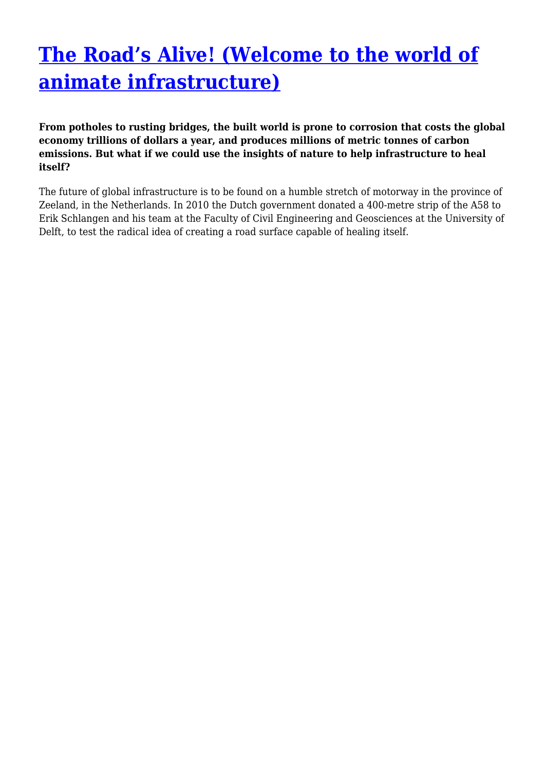# [The Road's Alive! (Welcome to the world of animate infrastructure)]()

**From potholes to rusting bridges, the built world is prone to corrosion that costs the global economy trillions of dollars a year, and produces millions of metric tonnes of carbon emissions. But what if we could use the insights of nature to help infrastructure to heal itself?**

The future of global infrastructure is to be found on a humble stretch of motorway in the province of Zeeland, in the Netherlands. In 2010 the Dutch government donated a 400-metre strip of the A58 to Erik Schlangen and his team at the Faculty of Civil Engineering and Geosciences at the University of Delft, to test the radical idea of creating a road surface capable of healing itself.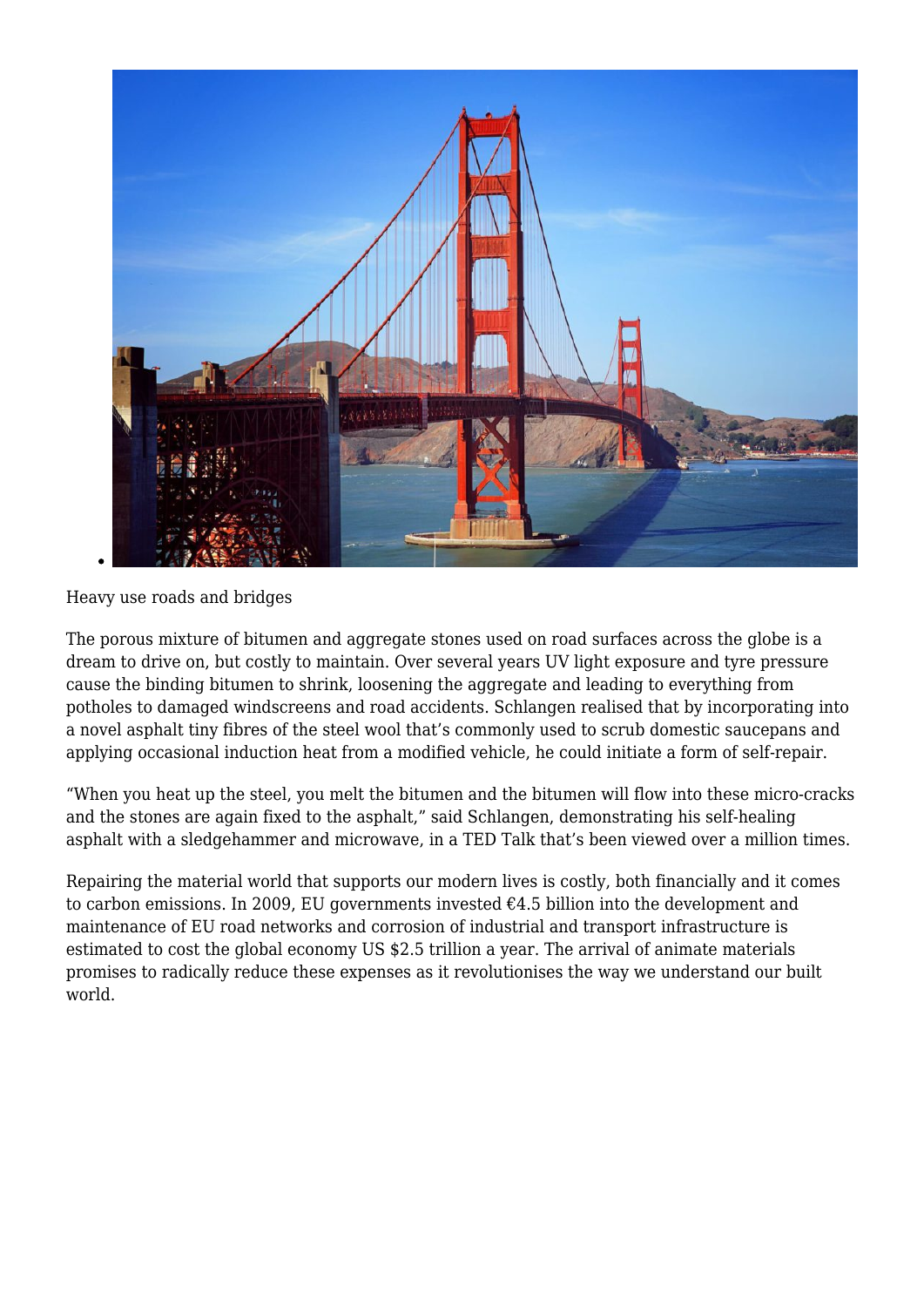Heavy use roads and bridges

The porous mixture of bitumen and aggregate stones used on road surfaces across the globe is a dream to drive on, but costly to maintain. Over several years UV light exposure and tyre pressure cause the binding bitumen to shrink, loosening the aggregate and leading to everything from potholes to damaged windscreens and road accidents. Schlangen realised that by incorporating into a novel asphalt tiny fibres of the steel wool that's commonly used to scrub domestic saucepans and applying occasional induction heat from a modified vehicle, he could initiate a form of self-repair.

"When you heat up the steel, you melt the bitumen and the bitumen will flow into these micro-cracks and the stones are again fixed to the asphalt," said Schlangen, demonstrating his self-healing asphalt with a sledgehammer and microwave, in a TED Talk that's been viewed over a million times.

Repairing the material world that supports our modern lives is costly, both financially and it comes to carbon emissions. In 2009, EU governments invested €4.5 billion into the development and maintenance of EU road networks and corrosion of industrial and transport infrastructure is estimated to cost the global economy US $2.5 trillion a year. The arrival of animate materials promises to radically reduce these expenses as it revolutionises the way we understand our built world.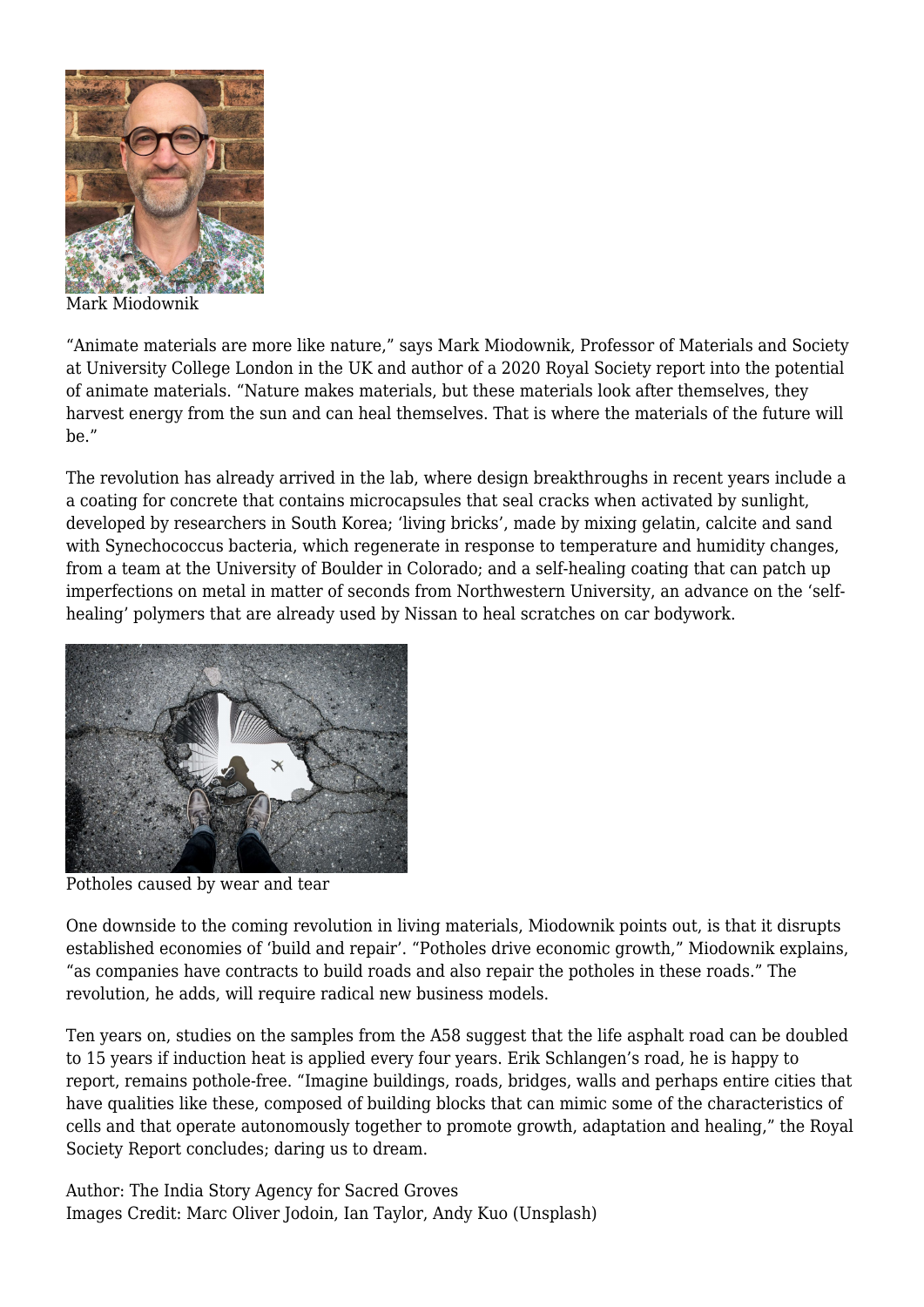Mark Miodownik

"Animate materials are more like nature," says Mark Miodownik, Professor of Materials and Society at University College London in the UK and author of a 2020 Royal Society report into the potential of animate materials. "Nature makes materials, but these materials look after themselves, they harvest energy from the sun and can heal themselves. That is where the materials of the future will be."

The revolution has already arrived in the lab, where design breakthroughs in recent years include a a coating for concrete that contains microcapsules that seal cracks when activated by sunlight, developed by researchers in South Korea; 'living bricks', made by mixing gelatin, calcite and sand with Synechococcus bacteria, which regenerate in response to temperature and humidity changes, from a team at the University of Boulder in Colorado; and a self-healing coating that can patch up imperfections on metal in matter of seconds from Northwestern University, an advance on the 'self-healing' polymers that are already used by Nissan to heal scratches on car bodywork.

Potholes caused by wear and tear

One downside to the coming revolution in living materials, Miodownik points out, is that it disrupts established economies of 'build and repair'. "Potholes drive economic growth," Miodownik explains, "as companies have contracts to build roads and also repair the potholes in these roads." The revolution, he adds, will require radical new business models.

Ten years on, studies on the samples from the A58 suggest that the life asphalt road can be doubled to 15 years if induction heat is applied every four years. Erik Schlangen's road, he is happy to report, remains pothole-free. "Imagine buildings, roads, bridges, walls and perhaps entire cities that have qualities like these, composed of building blocks that can mimic some of the characteristics of cells and that operate autonomously together to promote growth, adaptation and healing," the Royal Society Report concludes; daring us to dream.

Author: The India Story Agency for Sacred Groves
Images Credit: Marc Oliver Jodoin, Ian Taylor, Andy Kuo (Unsplash)